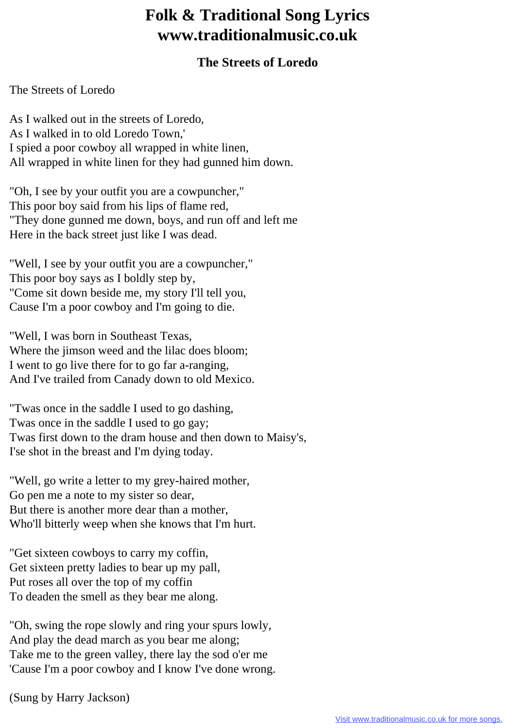# Folk & Traditional Song Lyrics
# www.traditionalmusic.co.uk

### The Streets of Loredo

The Streets of Loredo

As I walked out in the streets of Loredo,
As I walked in to old Loredo Town,'
I spied a poor cowboy all wrapped in white linen,
All wrapped in white linen for they had gunned him down.

"Oh, I see by your outfit you are a cowpuncher,"
This poor boy said from his lips of flame red,
"They done gunned me down, boys, and run off and left me
Here in the back street just like I was dead.

"Well, I see by your outfit you are a cowpuncher,"
This poor boy says as I boldly step by,
"Come sit down beside me, my story I'll tell you,
Cause I'm a poor cowboy and I'm going to die.

"Well, I was born in Southeast Texas,
Where the jimson weed and the lilac does bloom;
I went to go live there for to go far a-ranging,
And I've trailed from Canady down to old Mexico.

"Twas once in the saddle I used to go dashing,
Twas once in the saddle I used to go gay;
Twas first down to the dram house and then down to Maisy's,
I'se shot in the breast and I'm dying today.

"Well, go write a letter to my grey-haired mother,
Go pen me a note to my sister so dear,
But there is another more dear than a mother,
Who'll bitterly weep when she knows that I'm hurt.

"Get sixteen cowboys to carry my coffin,
Get sixteen pretty ladies to bear up my pall,
Put roses all over the top of my coffin
To deaden the smell as they bear me along.

"Oh, swing the rope slowly and ring your spurs lowly,
And play the dead march as you bear me along;
Take me to the green valley, there lay the sod o'er me
'Cause I'm a poor cowboy and I know I've done wrong.

(Sung by Harry Jackson)

Visit www.traditionalmusic.co.uk for more songs.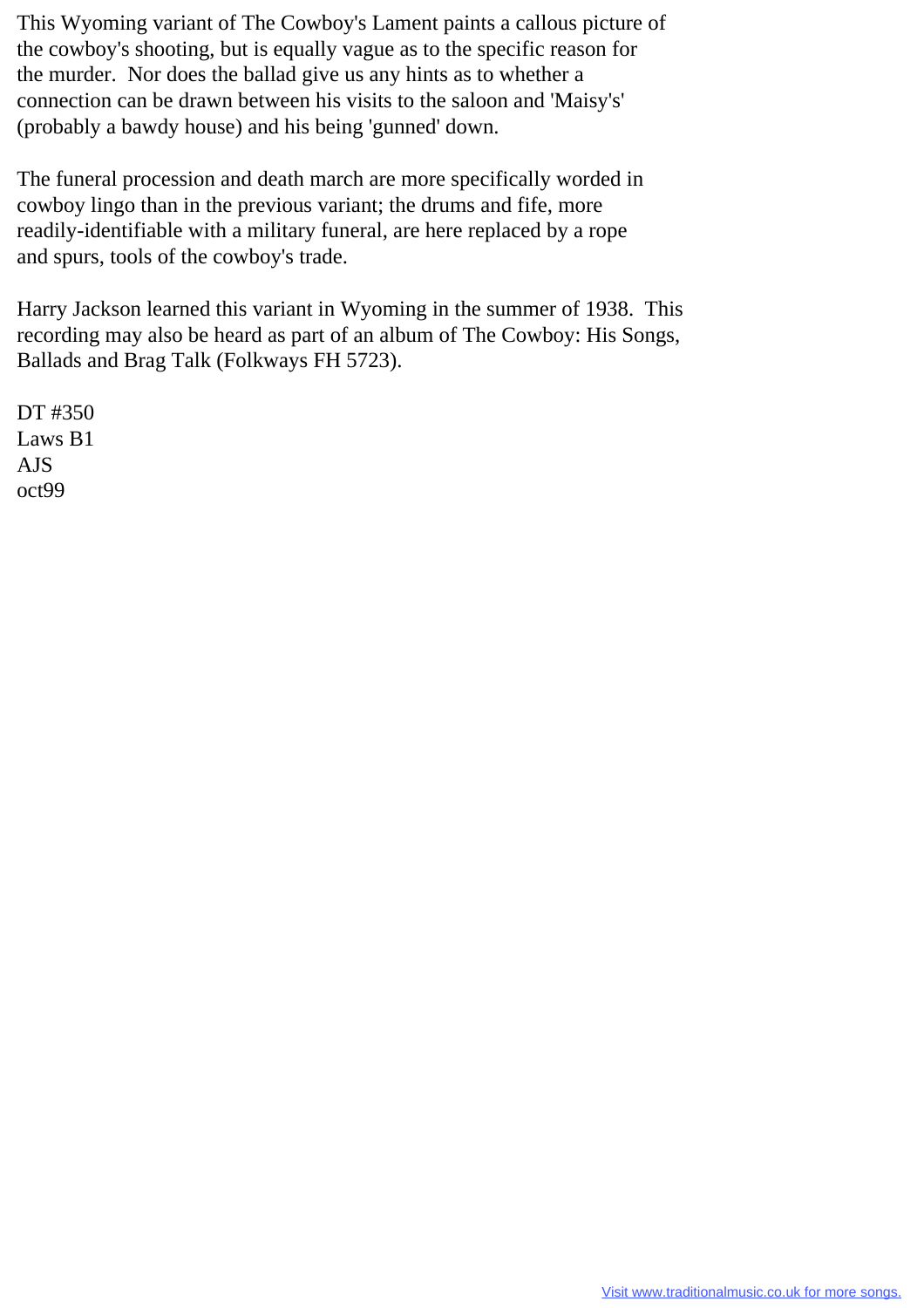This Wyoming variant of The Cowboy's Lament paints a callous picture of the cowboy's shooting, but is equally vague as to the specific reason for the murder. Nor does the ballad give us any hints as to whether a connection can be drawn between his visits to the saloon and 'Maisy's' (probably a bawdy house) and his being 'gunned' down.

The funeral procession and death march are more specifically worded in cowboy lingo than in the previous variant; the drums and fife, more readily-identifiable with a military funeral, are here replaced by a rope and spurs, tools of the cowboy's trade.

Harry Jackson learned this variant in Wyoming in the summer of 1938. This recording may also be heard as part of an album of The Cowboy: His Songs, Ballads and Brag Talk (Folkways FH 5723).

DT #350
Laws B1
AJS
oct99